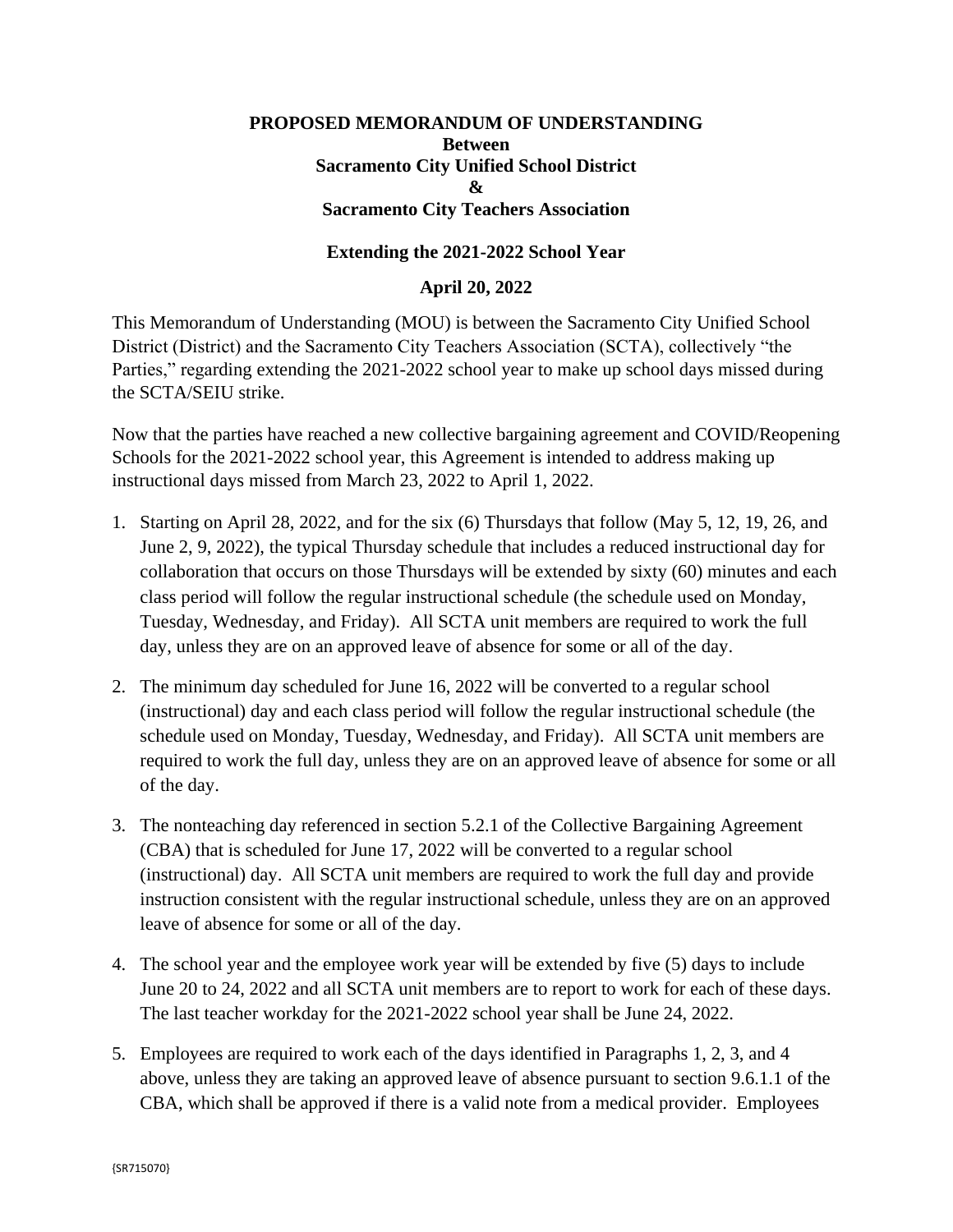**PROPOSED MEMORANDUM OF UNDERSTANDING**
**Between**
**Sacramento City Unified School District**
**&**
**Sacramento City Teachers Association**

**Extending the 2021-2022 School Year**

**April 20, 2022**

This Memorandum of Understanding (MOU) is between the Sacramento City Unified School District (District) and the Sacramento City Teachers Association (SCTA), collectively "the Parties," regarding extending the 2021-2022 school year to make up school days missed during the SCTA/SEIU strike.

Now that the parties have reached a new collective bargaining agreement and COVID/Reopening Schools for the 2021-2022 school year, this Agreement is intended to address making up instructional days missed from March 23, 2022 to April 1, 2022.

1. Starting on April 28, 2022, and for the six (6) Thursdays that follow (May 5, 12, 19, 26, and June 2, 9, 2022), the typical Thursday schedule that includes a reduced instructional day for collaboration that occurs on those Thursdays will be extended by sixty (60) minutes and each class period will follow the regular instructional schedule (the schedule used on Monday, Tuesday, Wednesday, and Friday). All SCTA unit members are required to work the full day, unless they are on an approved leave of absence for some or all of the day.

2. The minimum day scheduled for June 16, 2022 will be converted to a regular school (instructional) day and each class period will follow the regular instructional schedule (the schedule used on Monday, Tuesday, Wednesday, and Friday). All SCTA unit members are required to work the full day, unless they are on an approved leave of absence for some or all of the day.

3. The nonteaching day referenced in section 5.2.1 of the Collective Bargaining Agreement (CBA) that is scheduled for June 17, 2022 will be converted to a regular school (instructional) day. All SCTA unit members are required to work the full day and provide instruction consistent with the regular instructional schedule, unless they are on an approved leave of absence for some or all of the day.

4. The school year and the employee work year will be extended by five (5) days to include June 20 to 24, 2022 and all SCTA unit members are to report to work for each of these days. The last teacher workday for the 2021-2022 school year shall be June 24, 2022.

5. Employees are required to work each of the days identified in Paragraphs 1, 2, 3, and 4 above, unless they are taking an approved leave of absence pursuant to section 9.6.1.1 of the CBA, which shall be approved if there is a valid note from a medical provider. Employees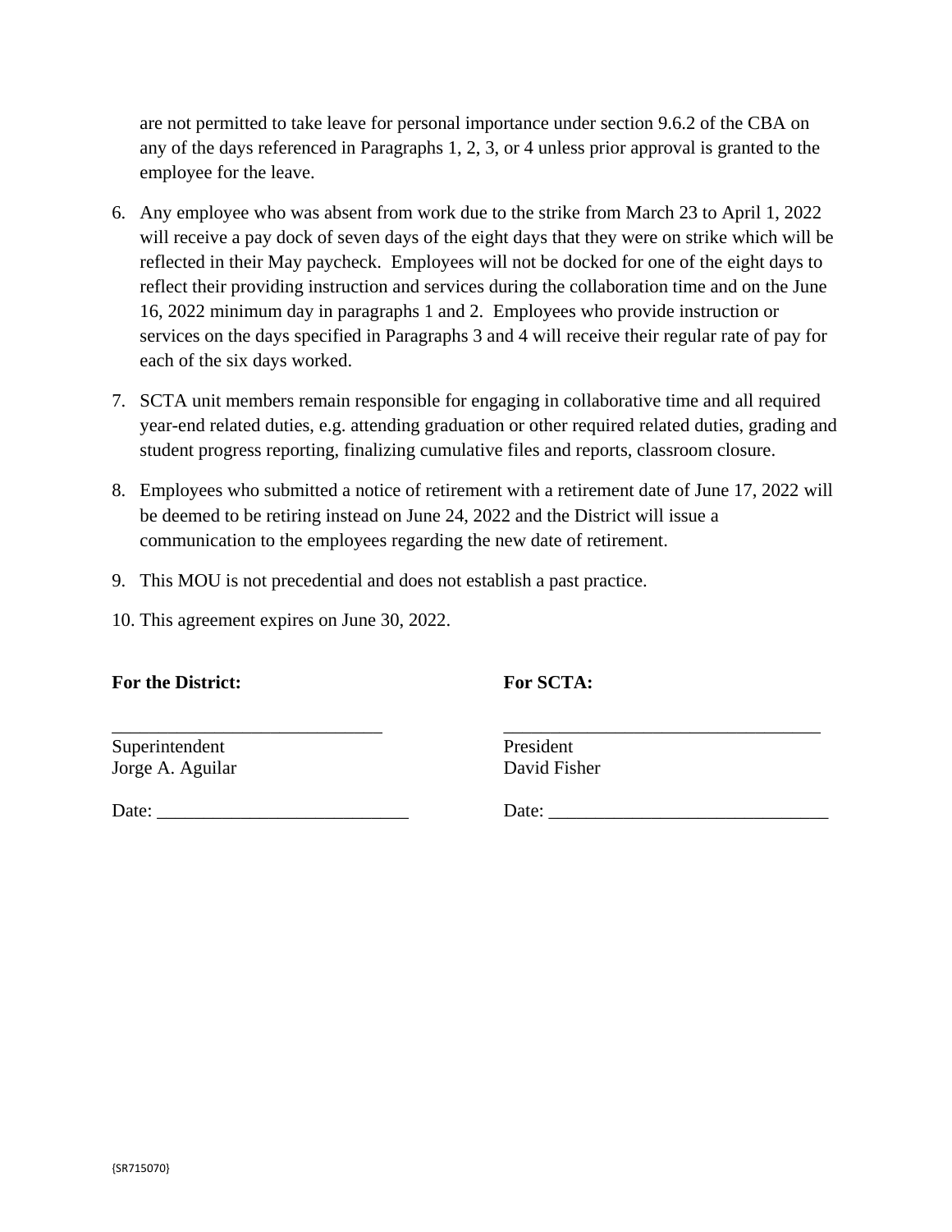are not permitted to take leave for personal importance under section 9.6.2 of the CBA on any of the days referenced in Paragraphs 1, 2, 3, or 4 unless prior approval is granted to the employee for the leave.

6. Any employee who was absent from work due to the strike from March 23 to April 1, 2022 will receive a pay dock of seven days of the eight days that they were on strike which will be reflected in their May paycheck. Employees will not be docked for one of the eight days to reflect their providing instruction and services during the collaboration time and on the June 16, 2022 minimum day in paragraphs 1 and 2. Employees who provide instruction or services on the days specified in Paragraphs 3 and 4 will receive their regular rate of pay for each of the six days worked.

7. SCTA unit members remain responsible for engaging in collaborative time and all required year-end related duties, e.g. attending graduation or other required related duties, grading and student progress reporting, finalizing cumulative files and reports, classroom closure.

8. Employees who submitted a notice of retirement with a retirement date of June 17, 2022 will be deemed to be retiring instead on June 24, 2022 and the District will issue a communication to the employees regarding the new date of retirement.

9. This MOU is not precedential and does not establish a past practice.

10. This agreement expires on June 30, 2022.

**For the District:**

_____________________________

Superintendent
Jorge A. Aguilar

Date: ___________________________

**For SCTA:**

___________________________________

President
David Fisher

Date: ______________________________

{SR715070}